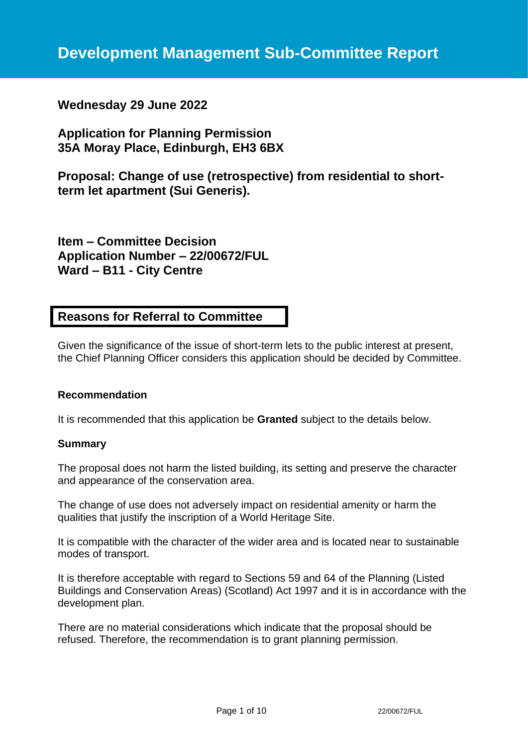# Development Management Sub-Committee Report

**Wednesday 29 June 2022**

**Application for Planning Permission**
**35A Moray Place, Edinburgh, EH3 6BX**

**Proposal: Change of use (retrospective) from residential to short-term let apartment (Sui Generis).**

**Item – Committee Decision**
**Application Number – 22/00672/FUL**
**Ward – B11 - City Centre**

## Reasons for Referral to Committee

Given the significance of the issue of short-term lets to the public interest at present, the Chief Planning Officer considers this application should be decided by Committee.

**Recommendation**

It is recommended that this application be **Granted** subject to the details below.

**Summary**

The proposal does not harm the listed building, its setting and preserve the character and appearance of the conservation area.

The change of use does not adversely impact on residential amenity or harm the qualities that justify the inscription of a World Heritage Site.

It is compatible with the character of the wider area and is located near to sustainable modes of transport.

It is therefore acceptable with regard to Sections 59 and 64 of the Planning (Listed Buildings and Conservation Areas) (Scotland) Act 1997 and it is in accordance with the development plan.

There are no material considerations which indicate that the proposal should be refused. Therefore, the recommendation is to grant planning permission.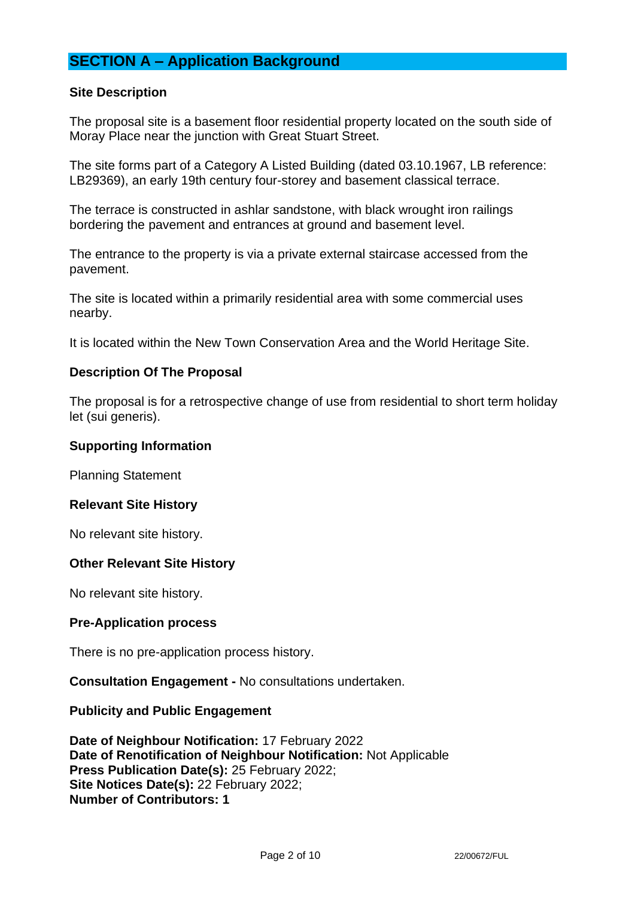## SECTION A – Application Background

### Site Description

The proposal site is a basement floor residential property located on the south side of Moray Place near the junction with Great Stuart Street.

The site forms part of a Category A Listed Building (dated 03.10.1967, LB reference: LB29369), an early 19th century four-storey and basement classical terrace.

The terrace is constructed in ashlar sandstone, with black wrought iron railings bordering the pavement and entrances at ground and basement level.

The entrance to the property is via a private external staircase accessed from the pavement.

The site is located within a primarily residential area with some commercial uses nearby.

It is located within the New Town Conservation Area and the World Heritage Site.

### Description Of The Proposal

The proposal is for a retrospective change of use from residential to short term holiday let (sui generis).

### Supporting Information

Planning Statement

### Relevant Site History

No relevant site history.

### Other Relevant Site History

No relevant site history.

### Pre-Application process

There is no pre-application process history.

**Consultation Engagement -** No consultations undertaken.

### Publicity and Public Engagement

**Date of Neighbour Notification:** 17 February 2022
**Date of Renotification of Neighbour Notification:** Not Applicable
**Press Publication Date(s):** 25 February 2022;
**Site Notices Date(s):** 22 February 2022;
**Number of Contributors: 1**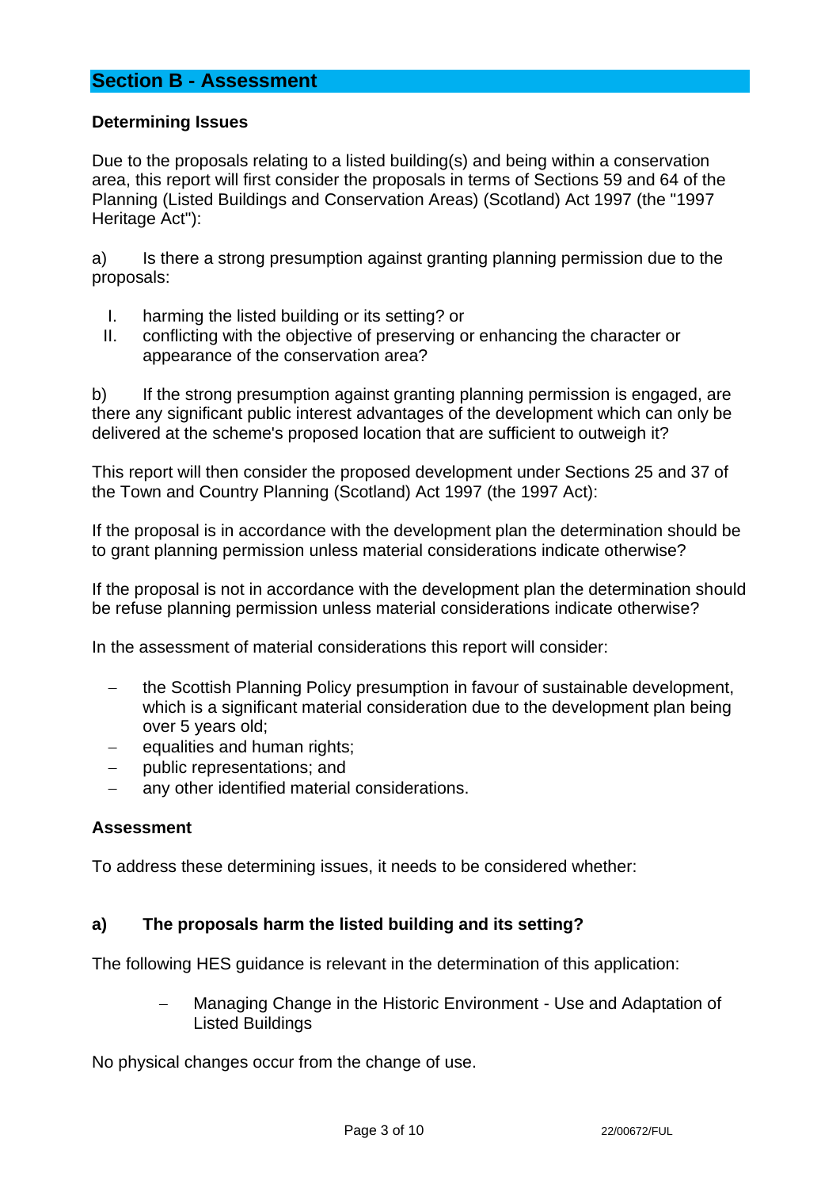## Section B - Assessment

**Determining Issues**

Due to the proposals relating to a listed building(s) and being within a conservation area, this report will first consider the proposals in terms of Sections 59 and 64 of the Planning (Listed Buildings and Conservation Areas) (Scotland) Act 1997 (the "1997 Heritage Act"):

a) Is there a strong presumption against granting planning permission due to the proposals:

I. harming the listed building or its setting? or
II. conflicting with the objective of preserving or enhancing the character or appearance of the conservation area?

b) If the strong presumption against granting planning permission is engaged, are there any significant public interest advantages of the development which can only be delivered at the scheme's proposed location that are sufficient to outweigh it?

This report will then consider the proposed development under Sections 25 and 37 of the Town and Country Planning (Scotland) Act 1997 (the 1997 Act):

If the proposal is in accordance with the development plan the determination should be to grant planning permission unless material considerations indicate otherwise?

If the proposal is not in accordance with the development plan the determination should be refuse planning permission unless material considerations indicate otherwise?

In the assessment of material considerations this report will consider:

- the Scottish Planning Policy presumption in favour of sustainable development, which is a significant material consideration due to the development plan being over 5 years old;
- equalities and human rights;
- public representations; and
- any other identified material considerations.

**Assessment**

To address these determining issues, it needs to be considered whether:

**a) The proposals harm the listed building and its setting?**

The following HES guidance is relevant in the determination of this application:

- Managing Change in the Historic Environment - Use and Adaptation of Listed Buildings

No physical changes occur from the change of use.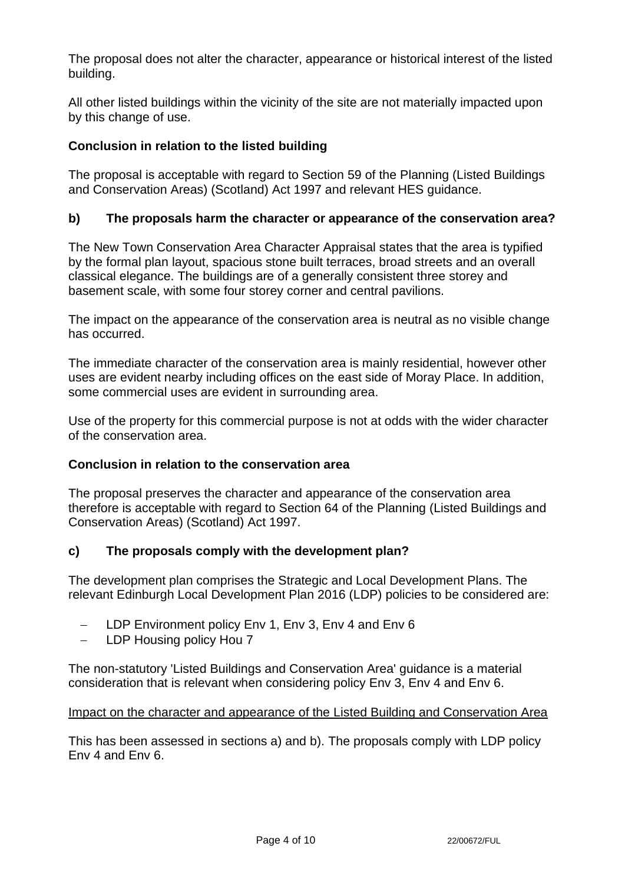The proposal does not alter the character, appearance or historical interest of the listed building.

All other listed buildings within the vicinity of the site are not materially impacted upon by this change of use.

**Conclusion in relation to the listed building**

The proposal is acceptable with regard to Section 59 of the Planning (Listed Buildings and Conservation Areas) (Scotland) Act 1997 and relevant HES guidance.

### b) The proposals harm the character or appearance of the conservation area?

The New Town Conservation Area Character Appraisal states that the area is typified by the formal plan layout, spacious stone built terraces, broad streets and an overall classical elegance. The buildings are of a generally consistent three storey and basement scale, with some four storey corner and central pavilions.

The impact on the appearance of the conservation area is neutral as no visible change has occurred.

The immediate character of the conservation area is mainly residential, however other uses are evident nearby including offices on the east side of Moray Place. In addition, some commercial uses are evident in surrounding area.

Use of the property for this commercial purpose is not at odds with the wider character of the conservation area.

**Conclusion in relation to the conservation area**

The proposal preserves the character and appearance of the conservation area therefore is acceptable with regard to Section 64 of the Planning (Listed Buildings and Conservation Areas) (Scotland) Act 1997.

### c) The proposals comply with the development plan?

The development plan comprises the Strategic and Local Development Plans. The relevant Edinburgh Local Development Plan 2016 (LDP) policies to be considered are:

- LDP Environment policy Env 1, Env 3, Env 4 and Env 6
- LDP Housing policy Hou 7

The non-statutory 'Listed Buildings and Conservation Area' guidance is a material consideration that is relevant when considering policy Env 3, Env 4 and Env 6.

<u>Impact on the character and appearance of the Listed Building and Conservation Area</u>

This has been assessed in sections a) and b). The proposals comply with LDP policy Env 4 and Env 6.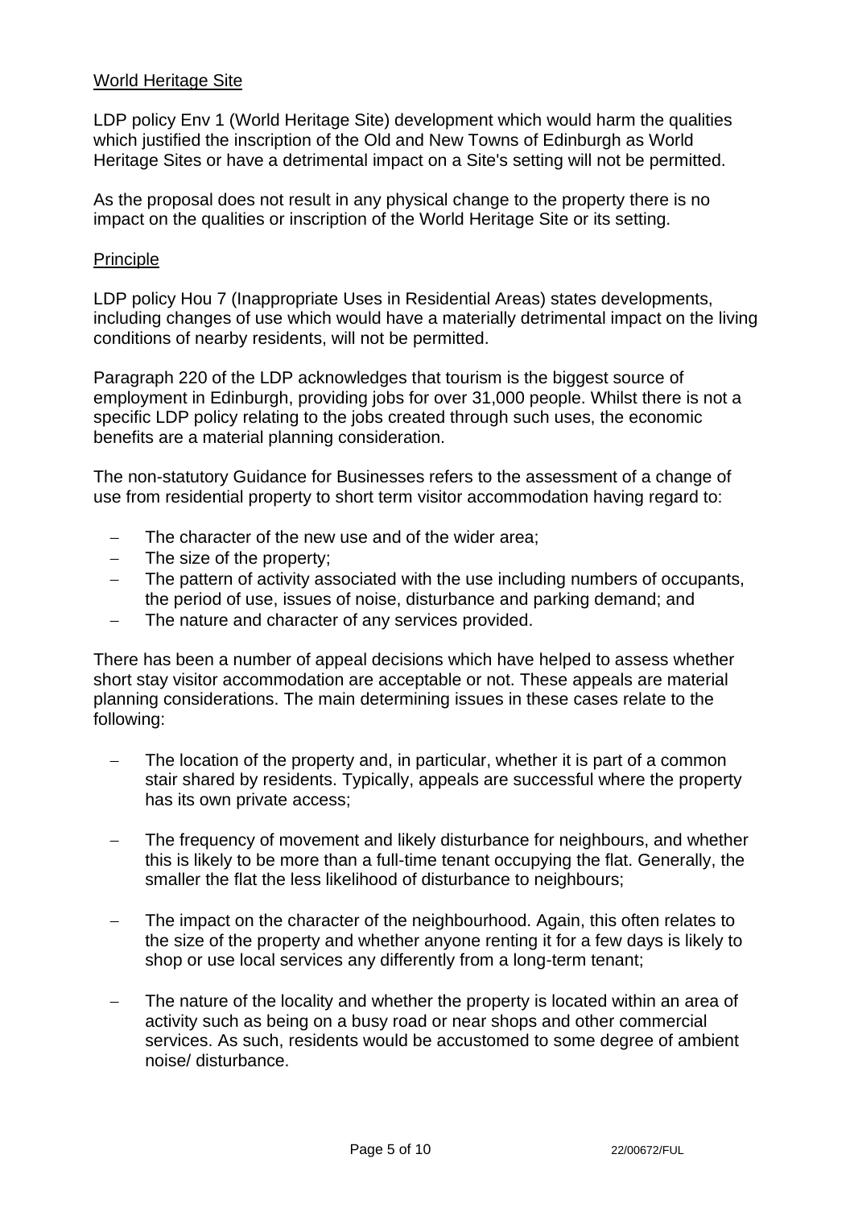## World Heritage Site

LDP policy Env 1 (World Heritage Site) development which would harm the qualities which justified the inscription of the Old and New Towns of Edinburgh as World Heritage Sites or have a detrimental impact on a Site's setting will not be permitted.

As the proposal does not result in any physical change to the property there is no impact on the qualities or inscription of the World Heritage Site or its setting.

## Principle

LDP policy Hou 7 (Inappropriate Uses in Residential Areas) states developments, including changes of use which would have a materially detrimental impact on the living conditions of nearby residents, will not be permitted.

Paragraph 220 of the LDP acknowledges that tourism is the biggest source of employment in Edinburgh, providing jobs for over 31,000 people. Whilst there is not a specific LDP policy relating to the jobs created through such uses, the economic benefits are a material planning consideration.

The non-statutory Guidance for Businesses refers to the assessment of a change of use from residential property to short term visitor accommodation having regard to:

- The character of the new use and of the wider area;
- The size of the property;
- The pattern of activity associated with the use including numbers of occupants, the period of use, issues of noise, disturbance and parking demand; and
- The nature and character of any services provided.

There has been a number of appeal decisions which have helped to assess whether short stay visitor accommodation are acceptable or not. These appeals are material planning considerations. The main determining issues in these cases relate to the following:

- The location of the property and, in particular, whether it is part of a common stair shared by residents. Typically, appeals are successful where the property has its own private access;
- The frequency of movement and likely disturbance for neighbours, and whether this is likely to be more than a full-time tenant occupying the flat. Generally, the smaller the flat the less likelihood of disturbance to neighbours;
- The impact on the character of the neighbourhood. Again, this often relates to the size of the property and whether anyone renting it for a few days is likely to shop or use local services any differently from a long-term tenant;
- The nature of the locality and whether the property is located within an area of activity such as being on a busy road or near shops and other commercial services. As such, residents would be accustomed to some degree of ambient noise/ disturbance.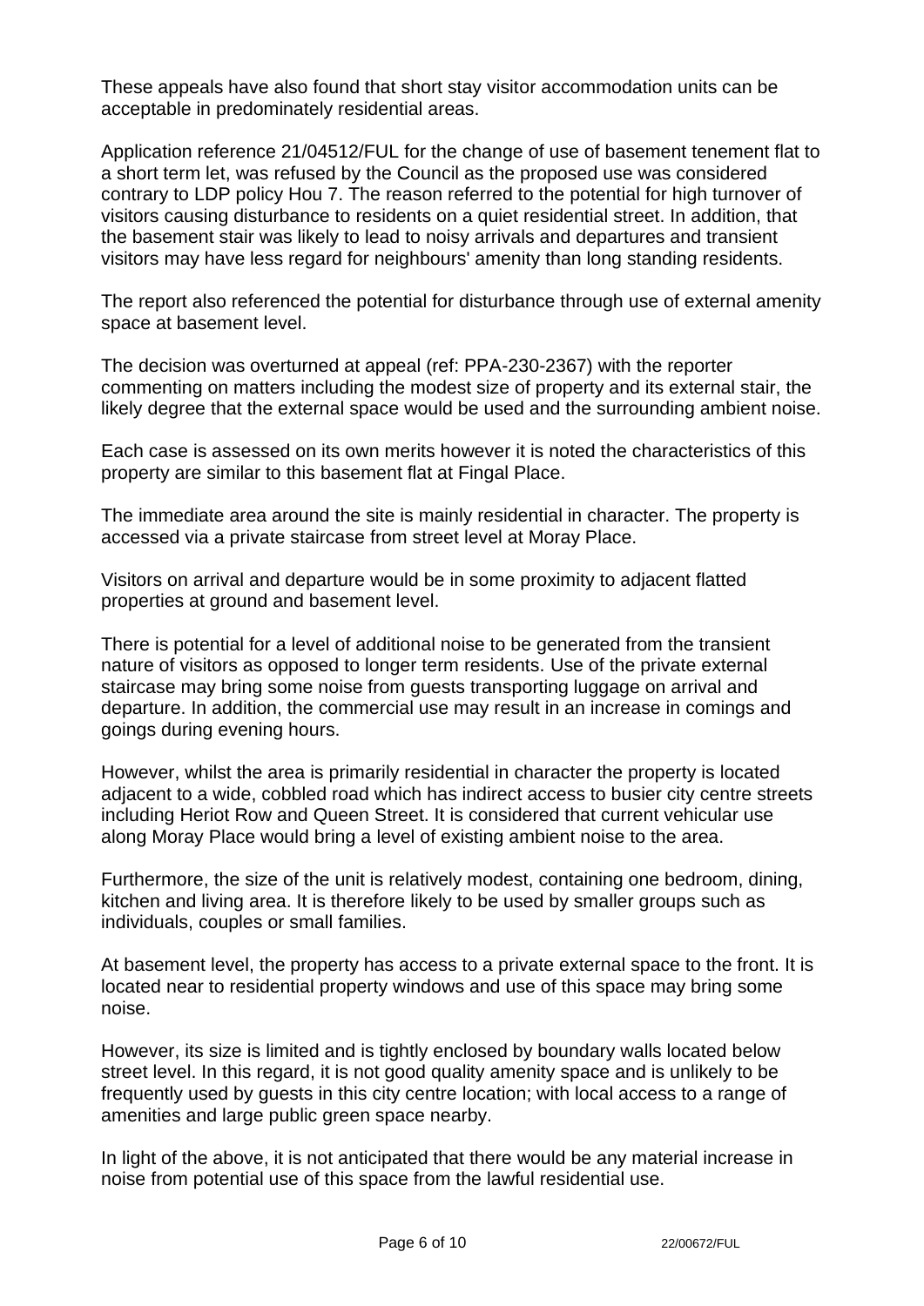These appeals have also found that short stay visitor accommodation units can be acceptable in predominately residential areas.

Application reference 21/04512/FUL for the change of use of basement tenement flat to a short term let, was refused by the Council as the proposed use was considered contrary to LDP policy Hou 7. The reason referred to the potential for high turnover of visitors causing disturbance to residents on a quiet residential street. In addition, that the basement stair was likely to lead to noisy arrivals and departures and transient visitors may have less regard for neighbours' amenity than long standing residents.

The report also referenced the potential for disturbance through use of external amenity space at basement level.

The decision was overturned at appeal (ref: PPA-230-2367) with the reporter commenting on matters including the modest size of property and its external stair, the likely degree that the external space would be used and the surrounding ambient noise.

Each case is assessed on its own merits however it is noted the characteristics of this property are similar to this basement flat at Fingal Place.

The immediate area around the site is mainly residential in character. The property is accessed via a private staircase from street level at Moray Place.

Visitors on arrival and departure would be in some proximity to adjacent flatted properties at ground and basement level.

There is potential for a level of additional noise to be generated from the transient nature of visitors as opposed to longer term residents. Use of the private external staircase may bring some noise from guests transporting luggage on arrival and departure. In addition, the commercial use may result in an increase in comings and goings during evening hours.

However, whilst the area is primarily residential in character the property is located adjacent to a wide, cobbled road which has indirect access to busier city centre streets including Heriot Row and Queen Street. It is considered that current vehicular use along Moray Place would bring a level of existing ambient noise to the area.

Furthermore, the size of the unit is relatively modest, containing one bedroom, dining, kitchen and living area. It is therefore likely to be used by smaller groups such as individuals, couples or small families.

At basement level, the property has access to a private external space to the front. It is located near to residential property windows and use of this space may bring some noise.

However, its size is limited and is tightly enclosed by boundary walls located below street level. In this regard, it is not good quality amenity space and is unlikely to be frequently used by guests in this city centre location; with local access to a range of amenities and large public green space nearby.

In light of the above, it is not anticipated that there would be any material increase in noise from potential use of this space from the lawful residential use.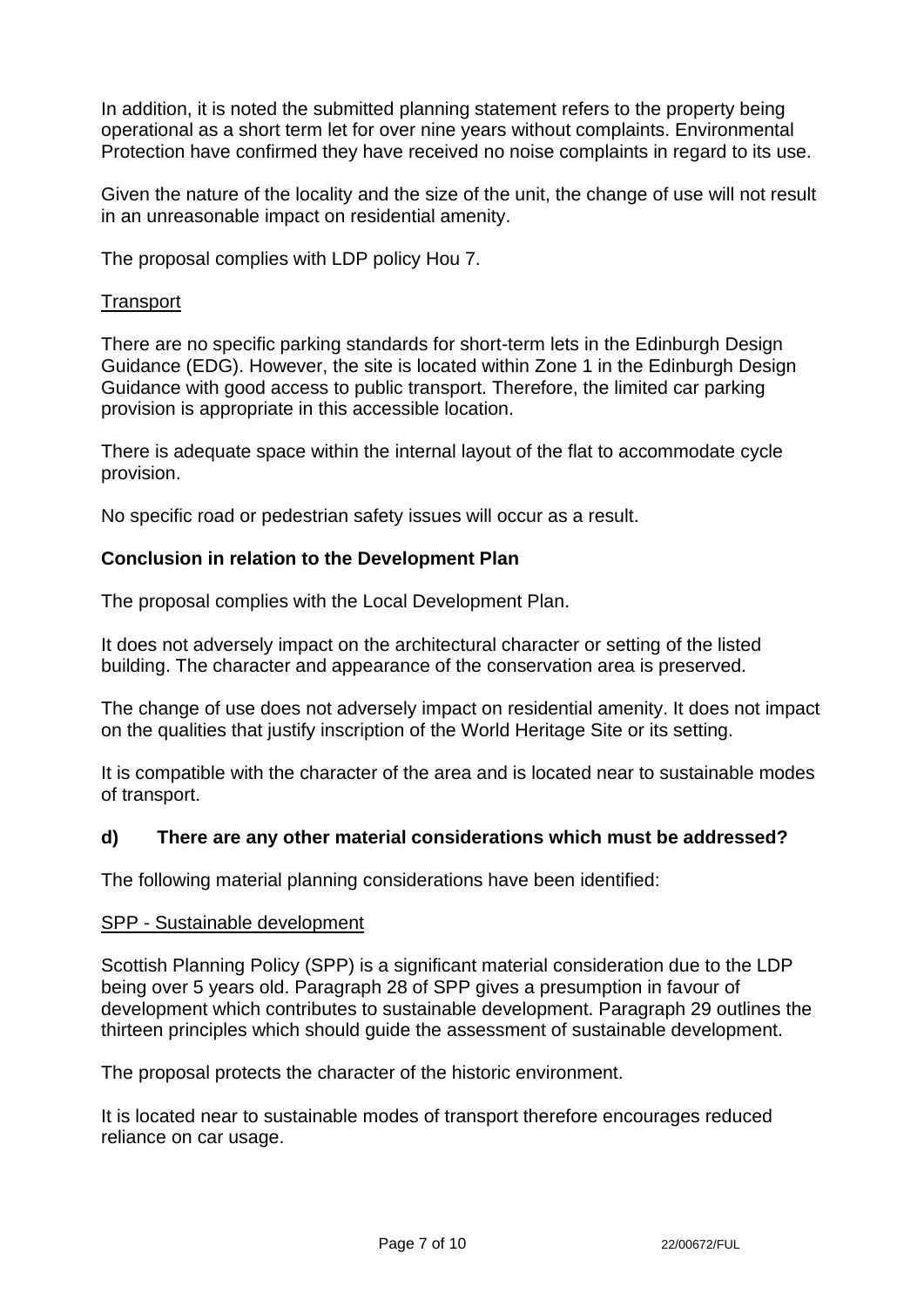In addition, it is noted the submitted planning statement refers to the property being operational as a short term let for over nine years without complaints. Environmental Protection have confirmed they have received no noise complaints in regard to its use.

Given the nature of the locality and the size of the unit, the change of use will not result in an unreasonable impact on residential amenity.

The proposal complies with LDP policy Hou 7.

Transport

There are no specific parking standards for short-term lets in the Edinburgh Design Guidance (EDG). However, the site is located within Zone 1 in the Edinburgh Design Guidance with good access to public transport. Therefore, the limited car parking provision is appropriate in this accessible location.

There is adequate space within the internal layout of the flat to accommodate cycle provision.

No specific road or pedestrian safety issues will occur as a result.

**Conclusion in relation to the Development Plan**

The proposal complies with the Local Development Plan.

It does not adversely impact on the architectural character or setting of the listed building. The character and appearance of the conservation area is preserved.

The change of use does not adversely impact on residential amenity. It does not impact on the qualities that justify inscription of the World Heritage Site or its setting.

It is compatible with the character of the area and is located near to sustainable modes of transport.

**d) There are any other material considerations which must be addressed?**

The following material planning considerations have been identified:

SPP - Sustainable development

Scottish Planning Policy (SPP) is a significant material consideration due to the LDP being over 5 years old. Paragraph 28 of SPP gives a presumption in favour of development which contributes to sustainable development. Paragraph 29 outlines the thirteen principles which should guide the assessment of sustainable development.

The proposal protects the character of the historic environment.

It is located near to sustainable modes of transport therefore encourages reduced reliance on car usage.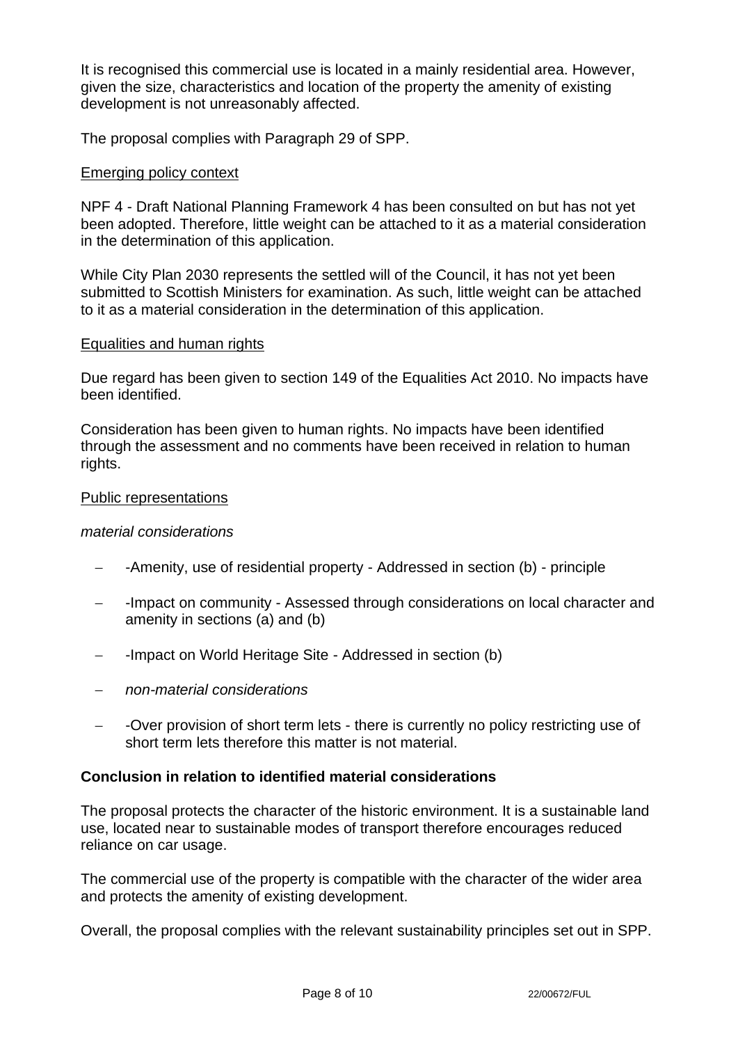It is recognised this commercial use is located in a mainly residential area. However, given the size, characteristics and location of the property the amenity of existing development is not unreasonably affected.

The proposal complies with Paragraph 29 of SPP.

Emerging policy context

NPF 4 - Draft National Planning Framework 4 has been consulted on but has not yet been adopted. Therefore, little weight can be attached to it as a material consideration in the determination of this application.

While City Plan 2030 represents the settled will of the Council, it has not yet been submitted to Scottish Ministers for examination. As such, little weight can be attached to it as a material consideration in the determination of this application.

Equalities and human rights

Due regard has been given to section 149 of the Equalities Act 2010. No impacts have been identified.

Consideration has been given to human rights. No impacts have been identified through the assessment and no comments have been received in relation to human rights.

Public representations

*material considerations*

- -Amenity, use of residential property - Addressed in section (b) - principle
- -Impact on community - Assessed through considerations on local character and amenity in sections (a) and (b)
- -Impact on World Heritage Site - Addressed in section (b)
- *non-material considerations*
- -Over provision of short term lets - there is currently no policy restricting use of short term lets therefore this matter is not material.

**Conclusion in relation to identified material considerations**

The proposal protects the character of the historic environment. It is a sustainable land use, located near to sustainable modes of transport therefore encourages reduced reliance on car usage.

The commercial use of the property is compatible with the character of the wider area and protects the amenity of existing development.

Overall, the proposal complies with the relevant sustainability principles set out in SPP.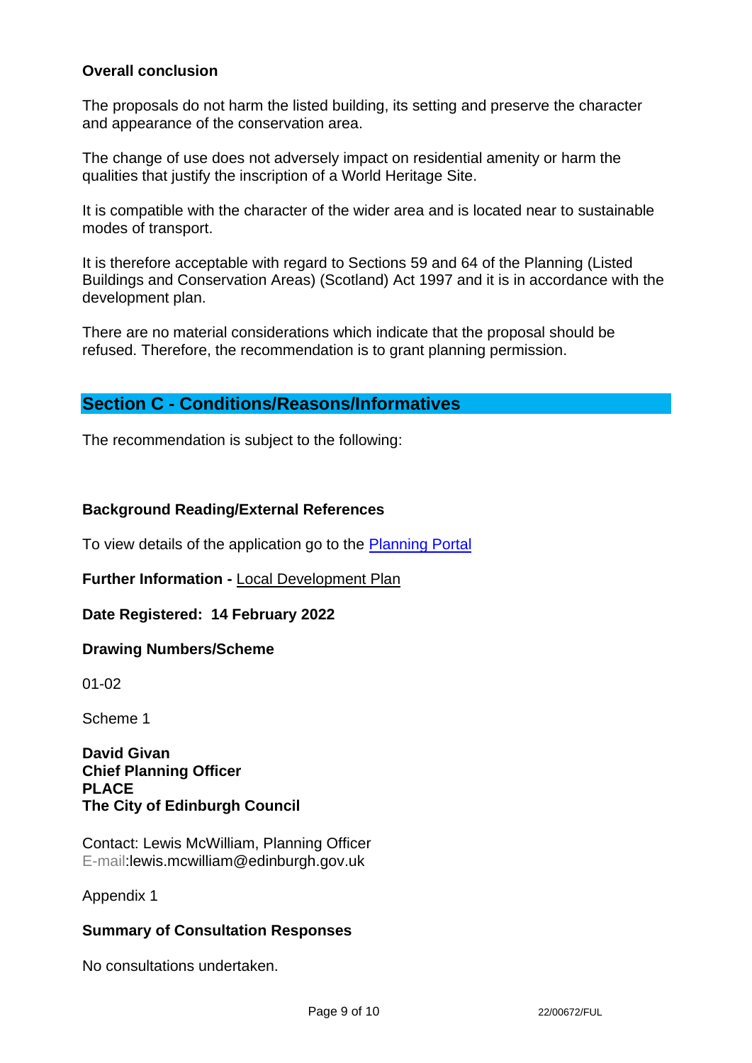**Overall conclusion**

The proposals do not harm the listed building, its setting and preserve the character and appearance of the conservation area.

The change of use does not adversely impact on residential amenity or harm the qualities that justify the inscription of a World Heritage Site.

It is compatible with the character of the wider area and is located near to sustainable modes of transport.

It is therefore acceptable with regard to Sections 59 and 64 of the Planning (Listed Buildings and Conservation Areas) (Scotland) Act 1997 and it is in accordance with the development plan.

There are no material considerations which indicate that the proposal should be refused. Therefore, the recommendation is to grant planning permission.

## Section C - Conditions/Reasons/Informatives

The recommendation is subject to the following:

**Background Reading/External References**

To view details of the application go to the Planning Portal

**Further Information -** Local Development Plan

**Date Registered: 14 February 2022**

**Drawing Numbers/Scheme**

01-02

Scheme 1

**David Givan**
**Chief Planning Officer**
**PLACE**
**The City of Edinburgh Council**

Contact: Lewis McWilliam, Planning Officer
E-mail:lewis.mcwilliam@edinburgh.gov.uk

Appendix 1

**Summary of Consultation Responses**

No consultations undertaken.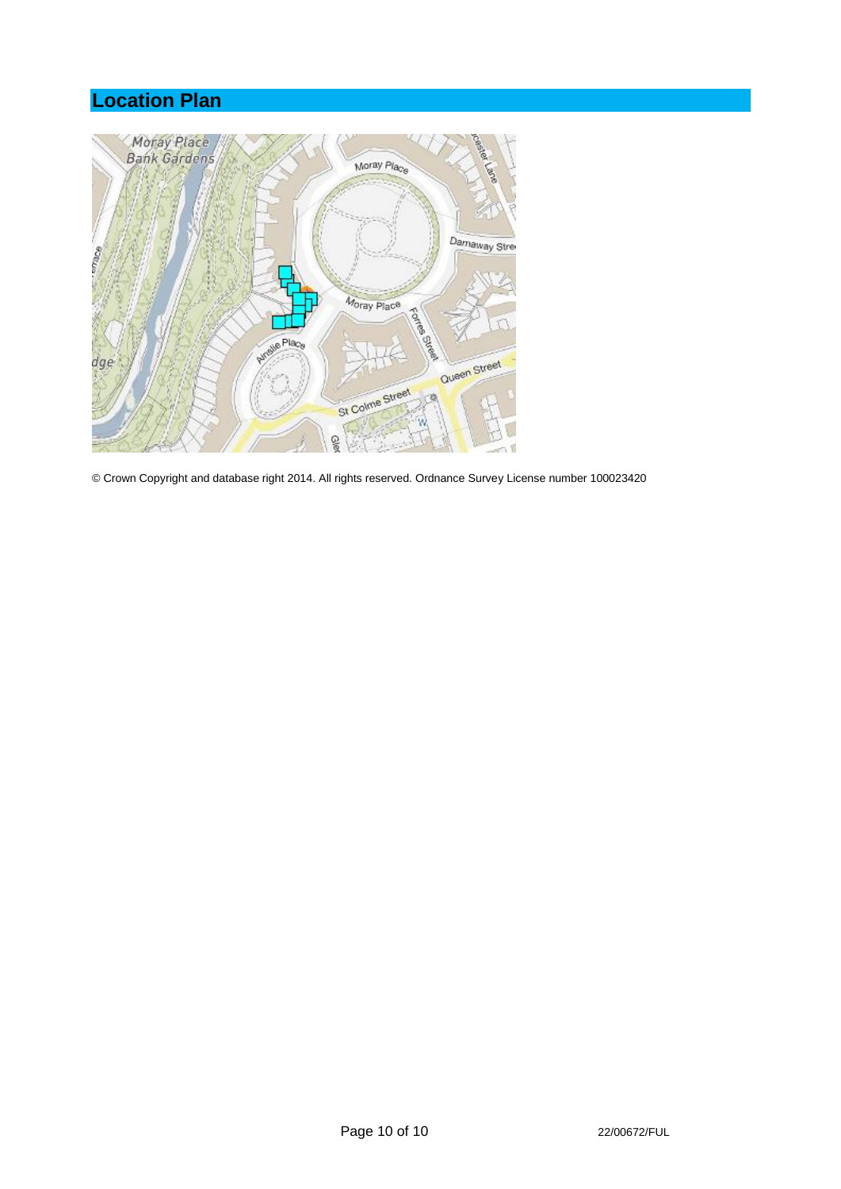# Location Plan

Moray Place
Bank Gardens
Moray Place
Darnaway Stre
Moray Place
Forres Street
Ainslie Place
Queen Street
St Colme Street

© Crown Copyright and database right 2014. All rights reserved. Ordnance Survey License number 100023420